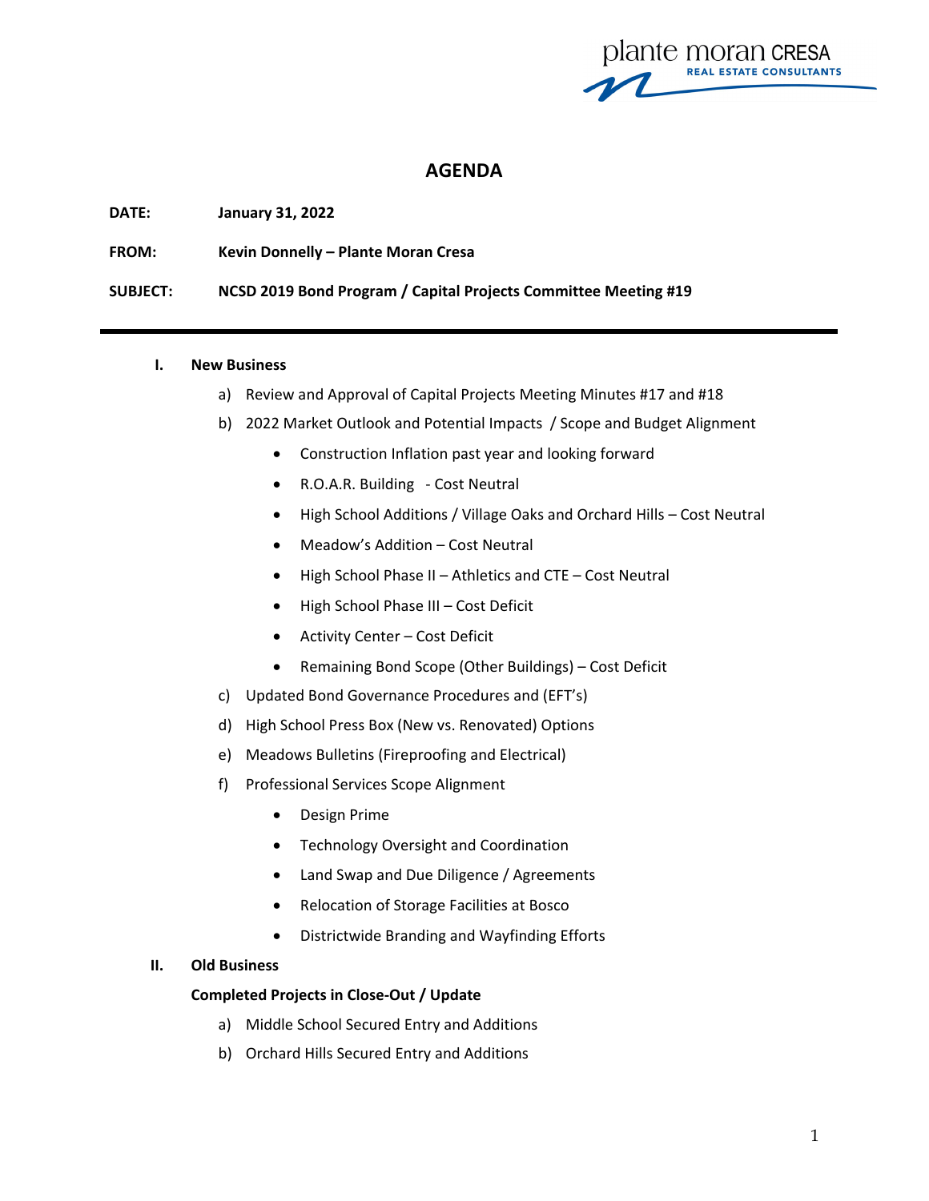# AGENDA

**DATE:** **January 31, 2022**

**FROM:** **Kevin Donnelly – Plante Moran Cresa**

**SUBJECT:** **NCSD 2019 Bond Program / Capital Projects Committee Meeting #19**

---

## I. New Business

a) Review and Approval of Capital Projects Meeting Minutes #17 and #18

b) 2022 Market Outlook and Potential Impacts / Scope and Budget Alignment

- Construction Inflation past year and looking forward
- R.O.A.R. Building - Cost Neutral
- High School Additions / Village Oaks and Orchard Hills – Cost Neutral
- Meadow's Addition – Cost Neutral
- High School Phase II – Athletics and CTE – Cost Neutral
- High School Phase III – Cost Deficit
- Activity Center – Cost Deficit
- Remaining Bond Scope (Other Buildings) – Cost Deficit

c) Updated Bond Governance Procedures and (EFT's)

d) High School Press Box (New vs. Renovated) Options

e) Meadows Bulletins (Fireproofing and Electrical)

f) Professional Services Scope Alignment

- Design Prime
- Technology Oversight and Coordination
- Land Swap and Due Diligence / Agreements
- Relocation of Storage Facilities at Bosco
- Districtwide Branding and Wayfinding Efforts

## II. Old Business

**Completed Projects in Close-Out / Update**

a) Middle School Secured Entry and Additions

b) Orchard Hills Secured Entry and Additions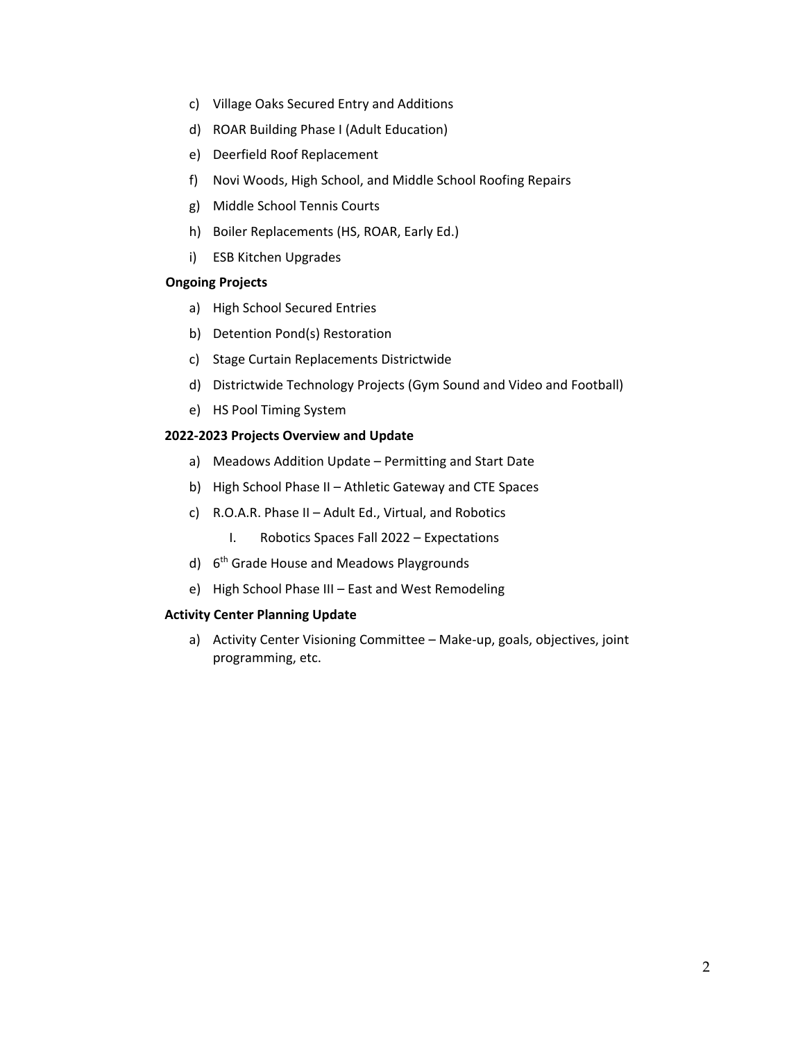c) Village Oaks Secured Entry and Additions

d) ROAR Building Phase I (Adult Education)

e) Deerfield Roof Replacement

f) Novi Woods, High School, and Middle School Roofing Repairs

g) Middle School Tennis Courts

h) Boiler Replacements (HS, ROAR, Early Ed.)

i) ESB Kitchen Upgrades

**Ongoing Projects**

a) High School Secured Entries

b) Detention Pond(s) Restoration

c) Stage Curtain Replacements Districtwide

d) Districtwide Technology Projects (Gym Sound and Video and Football)

e) HS Pool Timing System

**2022-2023 Projects Overview and Update**

a) Meadows Addition Update – Permitting and Start Date

b) High School Phase II – Athletic Gateway and CTE Spaces

c) R.O.A.R. Phase II – Adult Ed., Virtual, and Robotics

    I. Robotics Spaces Fall 2022 – Expectations

d) 6th Grade House and Meadows Playgrounds

e) High School Phase III – East and West Remodeling

**Activity Center Planning Update**

a) Activity Center Visioning Committee – Make-up, goals, objectives, joint programming, etc.